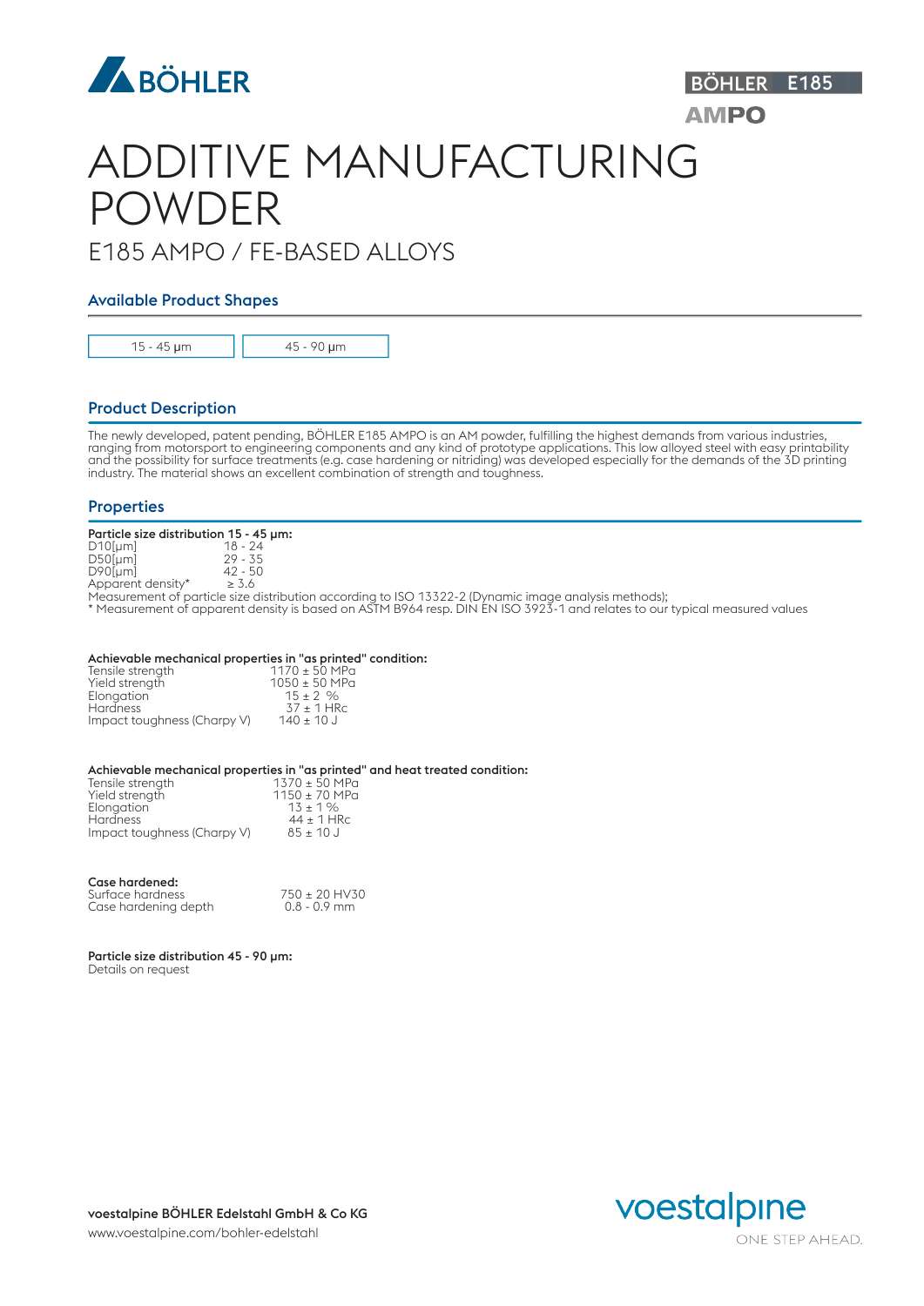BÖHLER E185

AMPO

# ADDITIVE MANUFACTURING POWDER

## E185 AMPO / FE-BASED ALLOYS

### Available Product Shapes

| 15 - 45 µm | 45 - 90 µm |
|---|---|

### Product Description

The newly developed, patent pending, BÖHLER E185 AMPO is an AM powder, fulfilling the highest demands from various industries, ranging from motorsport to engineering components and any kind of prototype applications. This low alloyed steel with easy printability and the possibility for surface treatments (e.g. case hardening or nitriding) was developed especially for the demands of the 3D printing industry. The material shows an excellent combination of strength and toughness.

### Properties

**Particle size distribution 15 - 45 µm:**

| | |
|---|---|
| D10[µm] | 18 - 24 |
| D50[µm] | 29 - 35 |
| D90[µm] | 42 - 50 |
| Apparent density* | ≥ 3.6 |

Measurement of particle size distribution according to ISO 13322-2 (Dynamic image analysis methods);
* Measurement of apparent density is based on ASTM B964 resp. DIN EN ISO 3923-1 and relates to our typical measured values

**Achievable mechanical properties in "as printed" condition:**

| | |
|---|---|
| Tensile strength | 1170 ± 50 MPa |
| Yield strength | 1050 ± 50 MPa |
| Elongation | 15 ± 2 % |
| Hardness | 37 ± 1 HRc |
| Impact toughness (Charpy V) | 140 ± 10 J |

**Achievable mechanical properties in "as printed" and heat treated condition:**

| | |
|---|---|
| Tensile strength | 1370 ± 50 MPa |
| Yield strength | 1150 ± 70 MPa |
| Elongation | 13 ± 1 % |
| Hardness | 44 ± 1 HRc |
| Impact toughness (Charpy V) | 85 ± 10 J |

**Case hardened:**

| | |
|---|---|
| Surface hardness | 750 ± 20 HV30 |
| Case hardening depth | 0.8 - 0.9 mm |

**Particle size distribution 45 - 90 µm:**
Details on request

**voestalpine BÖHLER Edelstahl GmbH & Co KG**
www.voestalpine.com/bohler-edelstahl

voestalpine
ONE STEP AHEAD.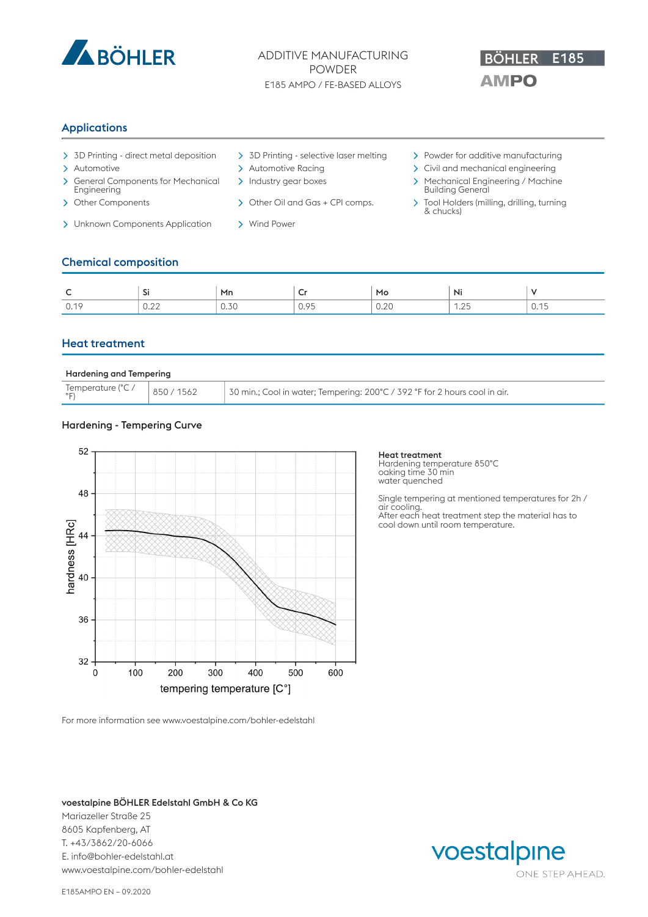ADDITIVE MANUFACTURING POWDER

E185 AMPO / FE-BASED ALLOYS

BÖHLER E185

AMPO

## Applications

- 3D Printing - direct metal deposition
- Automotive
- General Components for Mechanical Engineering
- Other Components
- Unknown Components Application
- 3D Printing - selective laser melting
- Automotive Racing
- Industry gear boxes
- Other Oil and Gas + CPI comps.
- Wind Power
- Powder for additive manufacturing
- Civil and mechanical engineering
- Mechanical Engineering / Machine Building General
- Tool Holders (milling, drilling, turning & chucks)

## Chemical composition

| C | Si | Mn | Cr | Mo | Ni | V |
|---|---|---|---|---|---|---|
| 0.19 | 0.22 | 0.30 | 0.95 | 0.20 | 1.25 | 0.15 |

## Heat treatment

**Hardening and Tempering**

| | | |
|---|---|---|
| Temperature (°C / °F) | 850 / 1562 | 30 min.; Cool in water; Tempering: 200°C / 392 °F for 2 hours cool in air. |

### Hardening - Tempering Curve

hardness [HRc]

52
48
44
40
36
32

0
100
200
300
400
500
600

tempering temperature [C°]

**Heat treatment**
Hardening temperature 850°C
oaking time 30 min
water quenched

Single tempering at mentioned temperatures for 2h / air cooling.
After each heat treatment step the material has to cool down until room temperature.

For more information see www.voestalpine.com/bohler-edelstahl

**voestalpine BÖHLER Edelstahl GmbH & Co KG**
Mariazeller Straße 25
8605 Kapfenberg, AT
T. +43/3862/20-6066
E. info@bohler-edelstahl.at
www.voestalpine.com/bohler-edelstahl

voestalpine
ONE STEP AHEAD.

E185AMPO EN – 09.2020